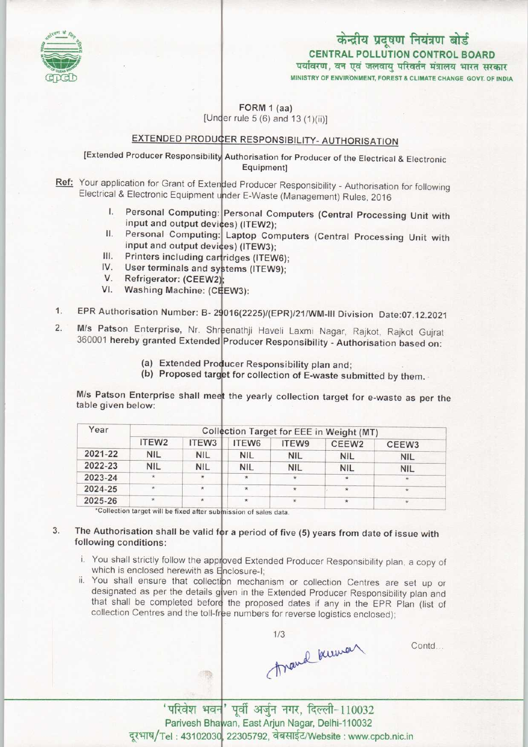केन्द्रीय प्रदूषण नियंत्रण बोर्ड

**CENTRAL POLLUTION CONTROL BOARD**

पर्यावरण, वन एवं जलवायु परिवर्तन मंत्रालय भारत सरकार

MINISTRY OF ENVIRONMENT, FOREST & CLIMATE CHANGE GOVT. OF INDIA

**FORM 1 (aa)**

[Under rule 5 (6) and 13 (1)(ii)]

## EXTENDED PRODUCER RESPONSIBILITY- AUTHORISATION

[Extended Producer Responsibility Authorisation for Producer of the Electrical & Electronic Equipment]

**Ref:** Your application for Grant of Extended Producer Responsibility - Authorisation for following Electrical & Electronic Equipment under E-Waste (Management) Rules, 2016

I. **Personal Computing: Personal Computers (Central Processing Unit with input and output devices) (ITEW2);**
II. **Personal Computing: Laptop Computers (Central Processing Unit with input and output devices) (ITEW3);**
III. **Printers including cartridges (ITEW6);**
IV. **User terminals and systems (ITEW9);**
V. **Refrigerator: (CEEW2);**
VI. **Washing Machine: (CEEW3):**

1. EPR Authorisation Number: B- 29016(2225)/(EPR)/21/WM-III Division Date:07.12.2021

2. **M/s Patson Enterprise**, Nr. Shreenathji Haveli Laxmi Nagar, Rajkot, Rajkot Gujrat 360001 **hereby** granted Extended Producer Responsibility - Authorisation based on:

   **(a) Extended Producer Responsibility plan and;**
   **(b) Proposed target for collection of E-waste submitted by them.**

**M/s Patson Enterprise** shall meet the yearly collection target for e-waste as per the table given below:

| Year | Collection Target for EEE in Weight (MT) | | | | | |
|---|---|---|---|---|---|---|
| | ITEW2 | ITEW3 | ITEW6 | ITEW9 | CEEW2 | CEEW3 |
| 2021-22 | NIL | NIL | NIL | NIL | NIL | NIL |
| 2022-23 | NIL | NIL | NIL | NIL | NIL | NIL |
| 2023-24 | * | * | * | * | * | * |
| 2024-25 | * | * | * | * | * | * |
| 2025-26 | * | * | * | * | * | * |

*Collection target will be fixed after submission of sales data.

3. **The Authorisation shall be valid for a period of five (5) years from date of issue with following conditions:**

   i. You shall strictly follow the approved Extended Producer Responsibility plan, a copy of which is enclosed herewith as Enclosure-I;
   ii. You shall ensure that collection mechanism or collection Centres are set up or designated as per the details given in the Extended Producer Responsibility plan and that shall be completed before the proposed dates if any in the EPR Plan (list of collection Centres and the toll-free numbers for reverse logistics enclosed);

Anand Kumar

Contd...

'परिवेश भवन' पूर्वी अर्जुन नगर, दिल्ली-110032

Parivesh Bhawan, East Arjun Nagar, Delhi-110032

दूरभाष/Tel : 43102030, 22305792, वेबसाईट/Website : www.cpcb.nic.in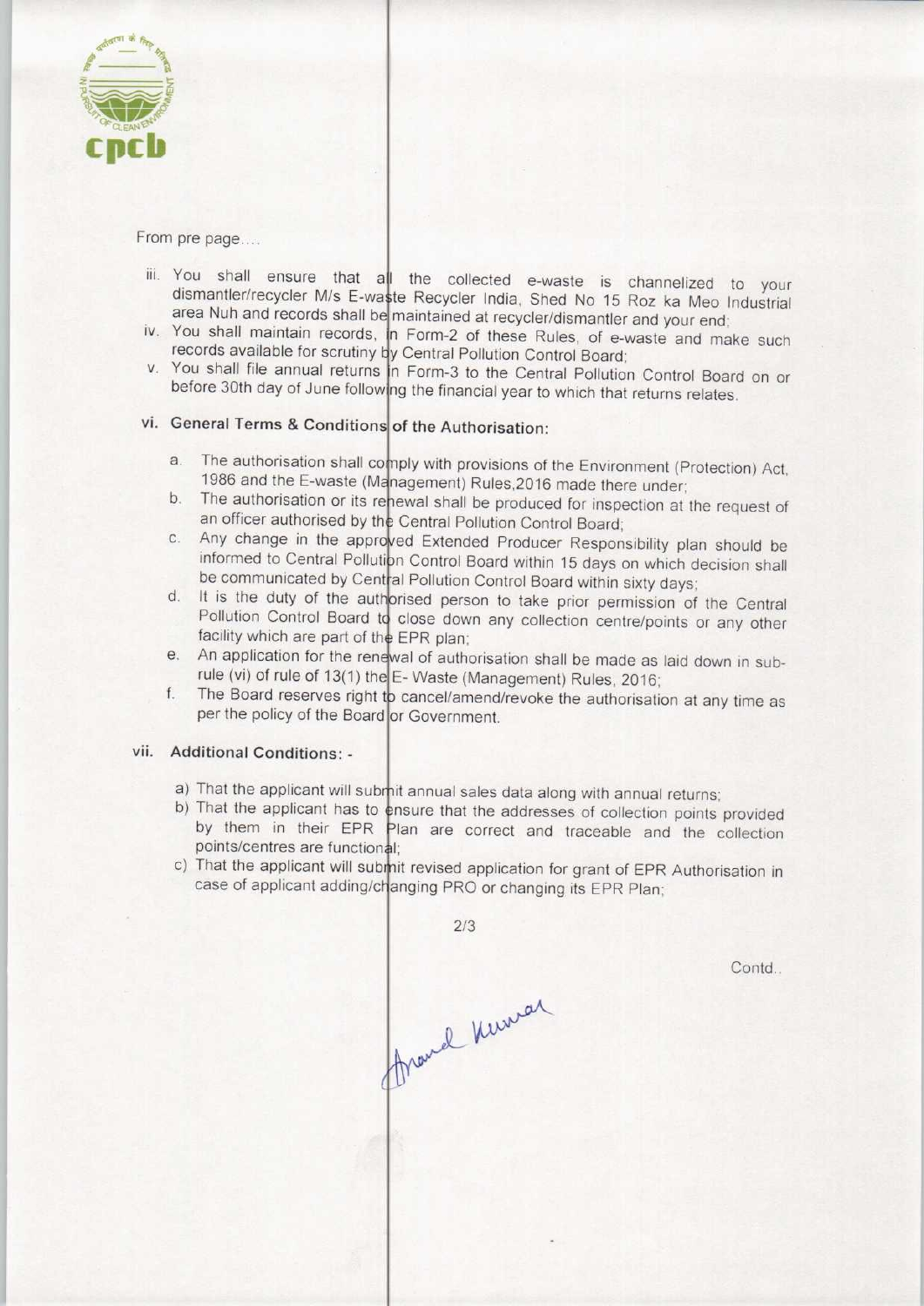From pre page....

iii. You shall ensure that all the collected e-waste is channelized to your dismantler/recycler M/s E-waste Recycler India, Shed No 15 Roz ka Meo Industrial area Nuh and records shall be maintained at recycler/dismantler and your end;
iv. You shall maintain records, in Form-2 of these Rules, of e-waste and make such records available for scrutiny by Central Pollution Control Board;
v. You shall file annual returns in Form-3 to the Central Pollution Control Board on or before 30th day of June following the financial year to which that returns relates.

### vi. General Terms & Conditions of the Authorisation:

a. The authorisation shall comply with provisions of the Environment (Protection) Act, 1986 and the E-waste (Management) Rules,2016 made there under;
b. The authorisation or its renewal shall be produced for inspection at the request of an officer authorised by the Central Pollution Control Board;
c. Any change in the approved Extended Producer Responsibility plan should be informed to Central Pollution Control Board within 15 days on which decision shall be communicated by Central Pollution Control Board within sixty days;
d. It is the duty of the authorised person to take prior permission of the Central Pollution Control Board to close down any collection centre/points or any other facility which are part of the EPR plan;
e. An application for the renewal of authorisation shall be made as laid down in sub-rule (vi) of rule of 13(1) the E- Waste (Management) Rules, 2016;
f. The Board reserves right to cancel/amend/revoke the authorisation at any time as per the policy of the Board or Government.

### vii. Additional Conditions: -

a) That the applicant will submit annual sales data along with annual returns;
b) That the applicant has to ensure that the addresses of collection points provided by them in their EPR Plan are correct and traceable and the collection points/centres are functional;
c) That the applicant will submit revised application for grant of EPR Authorisation in case of applicant adding/changing PRO or changing its EPR Plan;

Contd..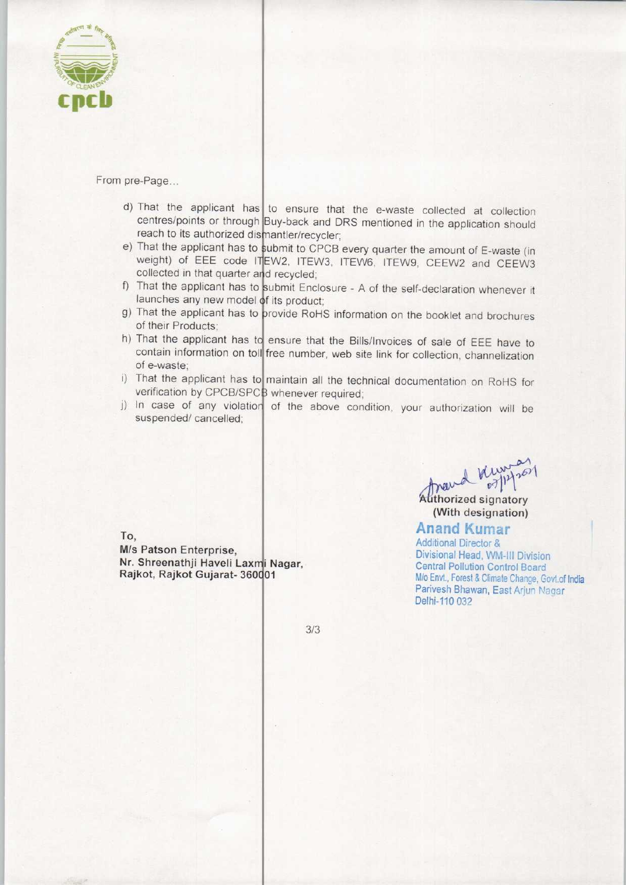From pre-Page...

d) That the applicant has to ensure that the e-waste collected at collection centres/points or through Buy-back and DRS mentioned in the application should reach to its authorized dismantler/recycler;
e) That the applicant has to submit to CPCB every quarter the amount of E-waste (in weight) of EEE code ITEW2, ITEW3, ITEW6, ITEW9, CEEW2 and CEEW3 collected in that quarter and recycled;
f) That the applicant has to submit Enclosure - A of the self-declaration whenever it launches any new model of its product;
g) That the applicant has to provide RoHS information on the booklet and brochures of their Products;
h) That the applicant has to ensure that the Bills/Invoices of sale of EEE have to contain information on toll free number, web site link for collection, channelization of e-waste;
i) That the applicant has to maintain all the technical documentation on RoHS for verification by CPCB/SPCB whenever required;
j) In case of any violation of the above condition, your authorization will be suspended/ cancelled;

Anand Kumar 07/12/2021

Authorized signatory
(With designation)

**Anand Kumar**
Additional Director &
Divisional Head, WM-III Division
Central Pollution Control Board
M/o Envt., Forest & Climate Change, Govt.of India
Parivesh Bhawan, East Arjun Nagar
Delhi-110 032

To,
**M/s Patson Enterprise,**
**Nr. Shreenathji Haveli Laxmi Nagar,**
**Rajkot, Rajkot Gujarat- 360001**